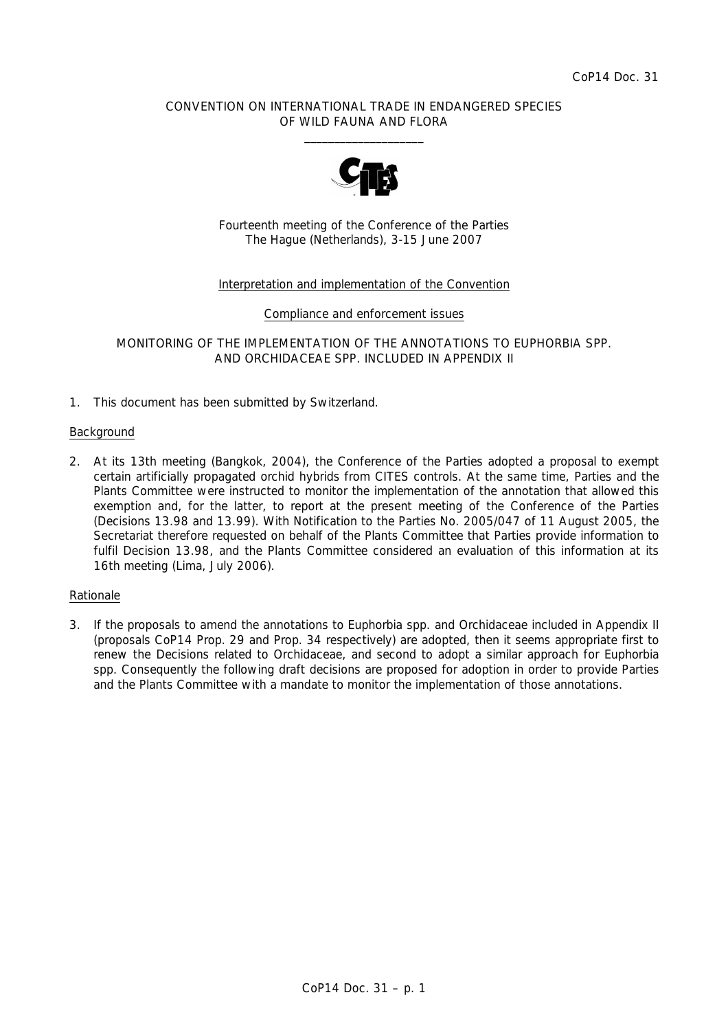CoP14 Doc. 31

CONVENTION ON INTERNATIONAL TRADE IN ENDANGERED SPECIES
OF WILD FAUNA AND FLORA

\_\_\_\_\_\_\_\_\_\_\_\_\_\_\_\_\_\_\_\_

Fourteenth meeting of the Conference of the Parties
The Hague (Netherlands), 3-15 June 2007

Interpretation and implementation of the Convention

Compliance and enforcement issues

# MONITORING OF THE IMPLEMENTATION OF THE ANNOTATIONS TO EUPHORBIA SPP. AND ORCHIDACEAE SPP. INCLUDED IN APPENDIX II

1. This document has been submitted by Switzerland.

## Background

2. At its 13th meeting (Bangkok, 2004), the Conference of the Parties adopted a proposal to exempt certain artificially propagated orchid hybrids from CITES controls. At the same time, Parties and the Plants Committee were instructed to monitor the implementation of the annotation that allowed this exemption and, for the latter, to report at the present meeting of the Conference of the Parties (Decisions 13.98 and 13.99). With Notification to the Parties No. 2005/047 of 11 August 2005, the Secretariat therefore requested on behalf of the Plants Committee that Parties provide information to fulfil Decision 13.98, and the Plants Committee considered an evaluation of this information at its 16th meeting (Lima, July 2006).

## Rationale

3. If the proposals to amend the annotations to Euphorbia spp. and Orchidaceae included in Appendix II (proposals CoP14 Prop. 29 and Prop. 34 respectively) are adopted, then it seems appropriate first to renew the Decisions related to Orchidaceae, and second to adopt a similar approach for Euphorbia spp. Consequently the following draft decisions are proposed for adoption in order to provide Parties and the Plants Committee with a mandate to monitor the implementation of those annotations.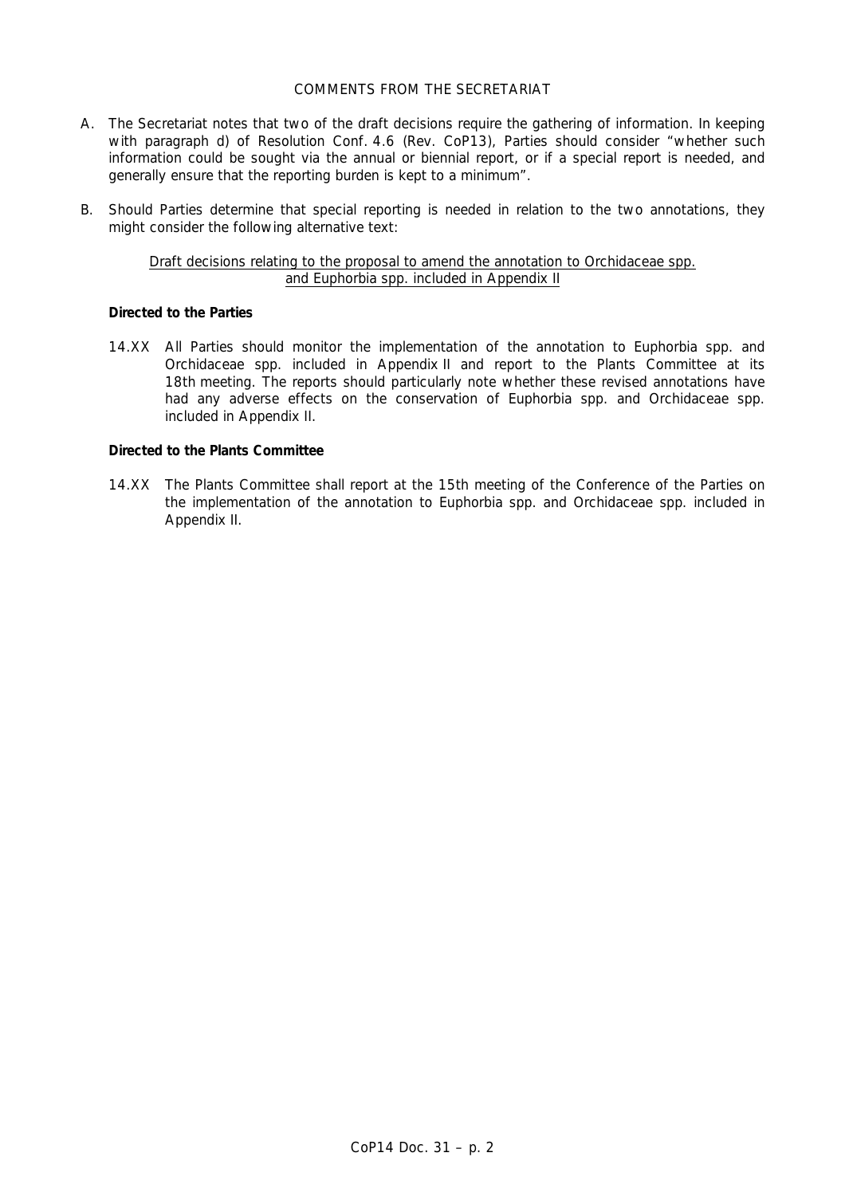COMMENTS FROM THE SECRETARIAT

A. The Secretariat notes that two of the draft decisions require the gathering of information. In keeping with paragraph d) of Resolution Conf. 4.6 (Rev. CoP13), Parties should consider "whether such information could be sought via the annual or biennial report, or if a special report is needed, and generally ensure that the reporting burden is kept to a minimum".

B. Should Parties determine that special reporting is needed in relation to the two annotations, they might consider the following alternative text:

Draft decisions relating to the proposal to amend the annotation to Orchidaceae spp. and Euphorbia spp. included in Appendix II

**Directed to the Parties**

14.XX All Parties should monitor the implementation of the annotation to Euphorbia spp. and Orchidaceae spp. included in Appendix II and report to the Plants Committee at its 18th meeting. The reports should particularly note whether these revised annotations have had any adverse effects on the conservation of Euphorbia spp. and Orchidaceae spp. included in Appendix II.

**Directed to the Plants Committee**

14.XX The Plants Committee shall report at the 15th meeting of the Conference of the Parties on the implementation of the annotation to Euphorbia spp. and Orchidaceae spp. included in Appendix II.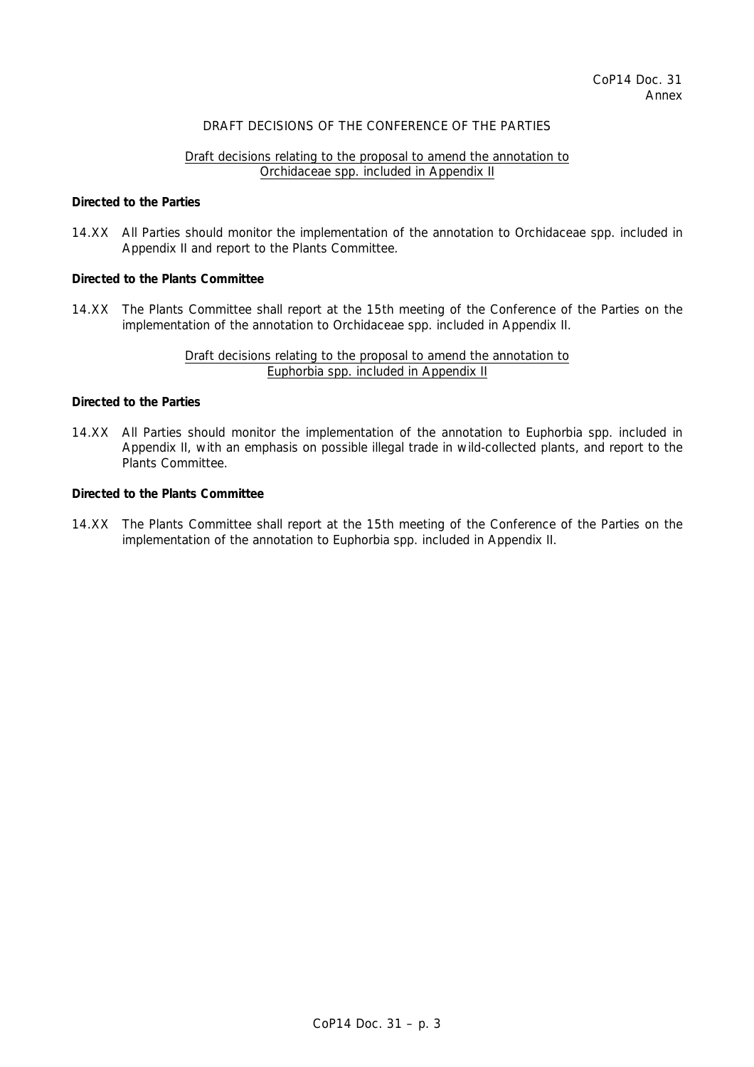CoP14 Doc. 31
Annex

DRAFT DECISIONS OF THE CONFERENCE OF THE PARTIES

Draft decisions relating to the proposal to amend the annotation to Orchidaceae spp. included in Appendix II

**Directed to the Parties**

14.XX All Parties should monitor the implementation of the annotation to Orchidaceae spp. included in Appendix II and report to the Plants Committee.

**Directed to the Plants Committee**

14.XX The Plants Committee shall report at the 15th meeting of the Conference of the Parties on the implementation of the annotation to Orchidaceae spp. included in Appendix II.

Draft decisions relating to the proposal to amend the annotation to Euphorbia spp. included in Appendix II

**Directed to the Parties**

14.XX All Parties should monitor the implementation of the annotation to Euphorbia spp. included in Appendix II, with an emphasis on possible illegal trade in wild-collected plants, and report to the Plants Committee.

**Directed to the Plants Committee**

14.XX The Plants Committee shall report at the 15th meeting of the Conference of the Parties on the implementation of the annotation to Euphorbia spp. included in Appendix II.